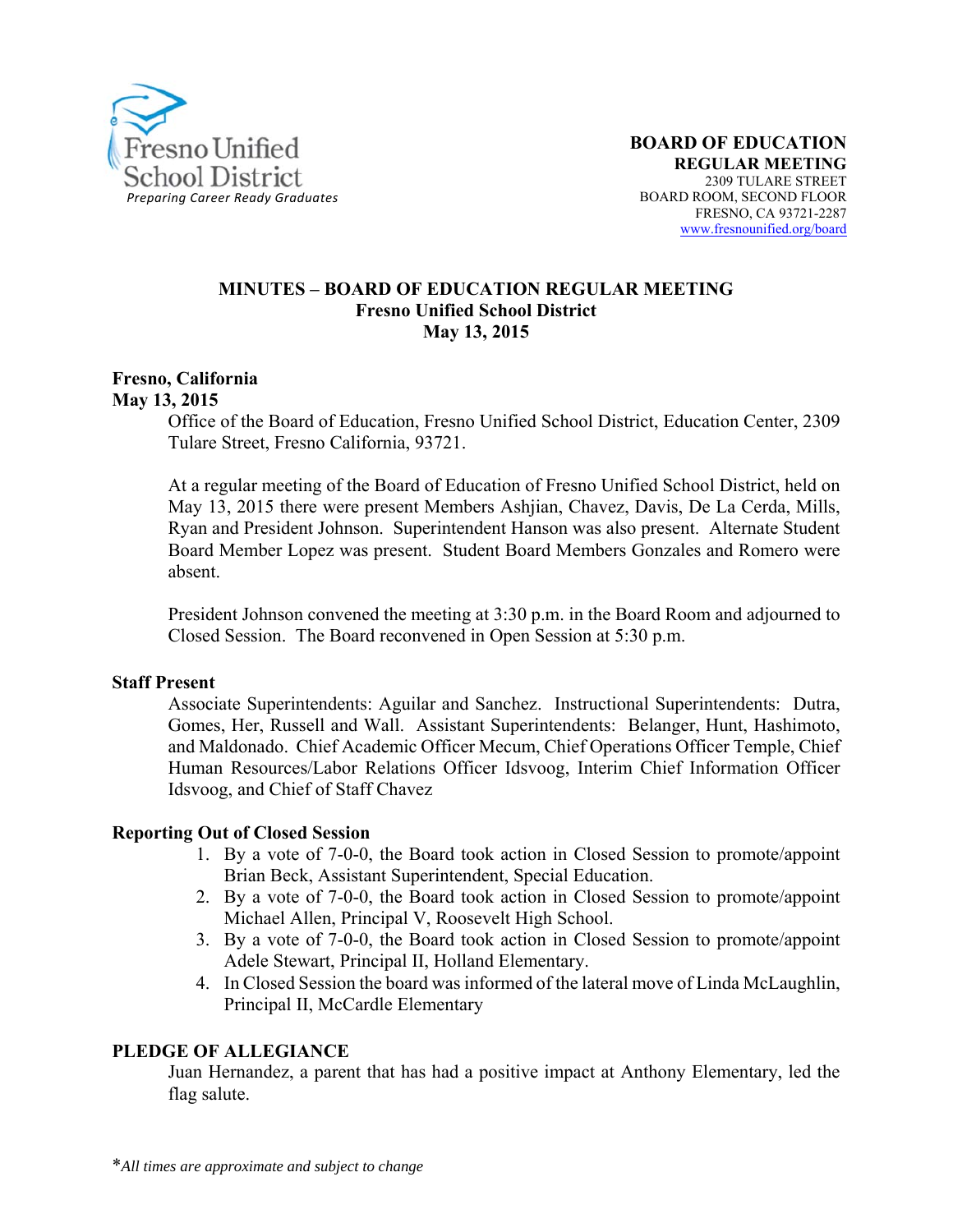Fresno Unified School District
*Preparing Career Ready Graduates*

**BOARD OF EDUCATION**
**REGULAR MEETING**
2309 TULARE STREET
BOARD ROOM, SECOND FLOOR
FRESNO, CA 93721-2287
www.fresnounified.org/board

# MINUTES – BOARD OF EDUCATION REGULAR MEETING
## Fresno Unified School District
## May 13, 2015

**Fresno, California**
**May 13, 2015**

Office of the Board of Education, Fresno Unified School District, Education Center, 2309 Tulare Street, Fresno California, 93721.

At a regular meeting of the Board of Education of Fresno Unified School District, held on May 13, 2015 there were present Members Ashjian, Chavez, Davis, De La Cerda, Mills, Ryan and President Johnson. Superintendent Hanson was also present. Alternate Student Board Member Lopez was present. Student Board Members Gonzales and Romero were absent.

President Johnson convened the meeting at 3:30 p.m. in the Board Room and adjourned to Closed Session. The Board reconvened in Open Session at 5:30 p.m.

**Staff Present**

Associate Superintendents: Aguilar and Sanchez. Instructional Superintendents: Dutra, Gomes, Her, Russell and Wall. Assistant Superintendents: Belanger, Hunt, Hashimoto, and Maldonado. Chief Academic Officer Mecum, Chief Operations Officer Temple, Chief Human Resources/Labor Relations Officer Idsvoog, Interim Chief Information Officer Idsvoog, and Chief of Staff Chavez

**Reporting Out of Closed Session**

1. By a vote of 7-0-0, the Board took action in Closed Session to promote/appoint Brian Beck, Assistant Superintendent, Special Education.
2. By a vote of 7-0-0, the Board took action in Closed Session to promote/appoint Michael Allen, Principal V, Roosevelt High School.
3. By a vote of 7-0-0, the Board took action in Closed Session to promote/appoint Adele Stewart, Principal II, Holland Elementary.
4. In Closed Session the board was informed of the lateral move of Linda McLaughlin, Principal II, McCardle Elementary

**PLEDGE OF ALLEGIANCE**

Juan Hernandez, a parent that has had a positive impact at Anthony Elementary, led the flag salute.

*\*All times are approximate and subject to change*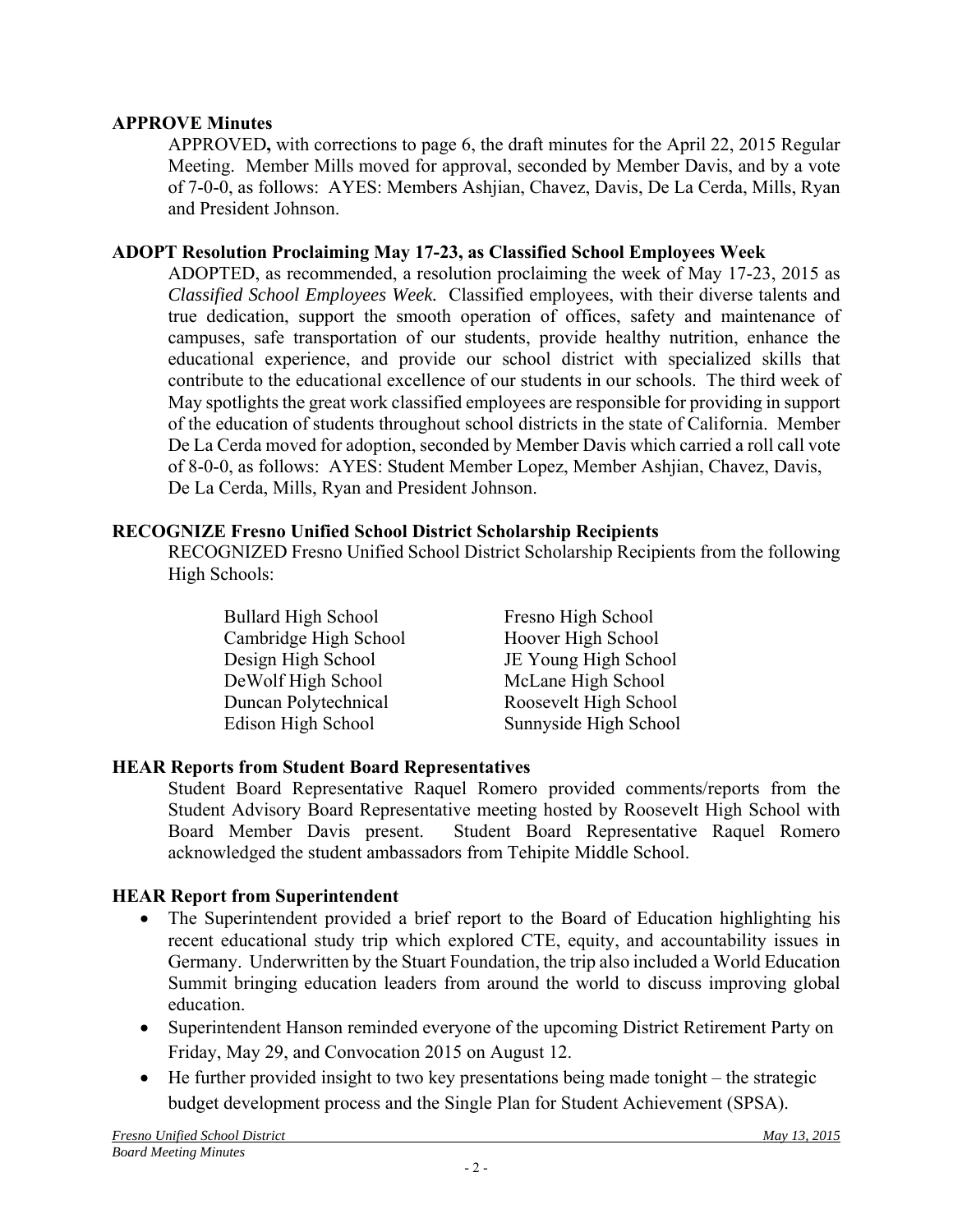**APPROVE Minutes**

APPROVED**,** with corrections to page 6, the draft minutes for the April 22, 2015 Regular Meeting. Member Mills moved for approval, seconded by Member Davis, and by a vote of 7-0-0, as follows: AYES: Members Ashjian, Chavez, Davis, De La Cerda, Mills, Ryan and President Johnson.

**ADOPT Resolution Proclaiming May 17-23, as Classified School Employees Week**

ADOPTED, as recommended, a resolution proclaiming the week of May 17-23, 2015 as *Classified School Employees Week.* Classified employees, with their diverse talents and true dedication, support the smooth operation of offices, safety and maintenance of campuses, safe transportation of our students, provide healthy nutrition, enhance the educational experience, and provide our school district with specialized skills that contribute to the educational excellence of our students in our schools. The third week of May spotlights the great work classified employees are responsible for providing in support of the education of students throughout school districts in the state of California. Member De La Cerda moved for adoption, seconded by Member Davis which carried a roll call vote of 8-0-0, as follows: AYES: Student Member Lopez, Member Ashjian, Chavez, Davis, De La Cerda, Mills, Ryan and President Johnson.

**RECOGNIZE Fresno Unified School District Scholarship Recipients**

RECOGNIZED Fresno Unified School District Scholarship Recipients from the following High Schools:

- Bullard High School
- Cambridge High School
- Design High School
- DeWolf High School
- Duncan Polytechnical
- Edison High School
- Fresno High School
- Hoover High School
- JE Young High School
- McLane High School
- Roosevelt High School
- Sunnyside High School

**HEAR Reports from Student Board Representatives**

Student Board Representative Raquel Romero provided comments/reports from the Student Advisory Board Representative meeting hosted by Roosevelt High School with Board Member Davis present. Student Board Representative Raquel Romero acknowledged the student ambassadors from Tehipite Middle School.

**HEAR Report from Superintendent**

- The Superintendent provided a brief report to the Board of Education highlighting his recent educational study trip which explored CTE, equity, and accountability issues in Germany. Underwritten by the Stuart Foundation, the trip also included a World Education Summit bringing education leaders from around the world to discuss improving global education.
- Superintendent Hanson reminded everyone of the upcoming District Retirement Party on Friday, May 29, and Convocation 2015 on August 12.
- He further provided insight to two key presentations being made tonight – the strategic budget development process and the Single Plan for Student Achievement (SPSA).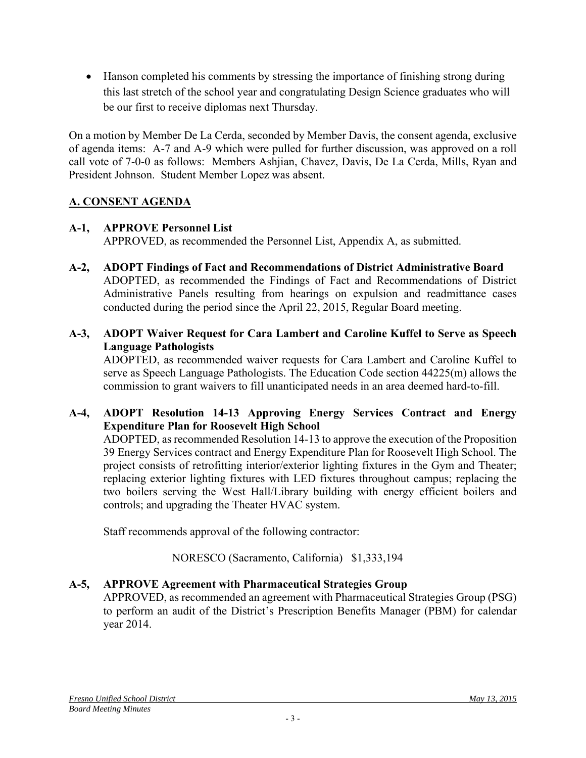- Hanson completed his comments by stressing the importance of finishing strong during this last stretch of the school year and congratulating Design Science graduates who will be our first to receive diplomas next Thursday.

On a motion by Member De La Cerda, seconded by Member Davis, the consent agenda, exclusive of agenda items: A-7 and A-9 which were pulled for further discussion, was approved on a roll call vote of 7-0-0 as follows: Members Ashjian, Chavez, Davis, De La Cerda, Mills, Ryan and President Johnson. Student Member Lopez was absent.

## A. CONSENT AGENDA

**A-1, APPROVE Personnel List**
APPROVED, as recommended the Personnel List, Appendix A, as submitted.

**A-2, ADOPT Findings of Fact and Recommendations of District Administrative Board**
ADOPTED, as recommended the Findings of Fact and Recommendations of District Administrative Panels resulting from hearings on expulsion and readmittance cases conducted during the period since the April 22, 2015, Regular Board meeting.

**A-3, ADOPT Waiver Request for Cara Lambert and Caroline Kuffel to Serve as Speech Language Pathologists**
ADOPTED, as recommended waiver requests for Cara Lambert and Caroline Kuffel to serve as Speech Language Pathologists. The Education Code section 44225(m) allows the commission to grant waivers to fill unanticipated needs in an area deemed hard-to-fill.

**A-4, ADOPT Resolution 14-13 Approving Energy Services Contract and Energy Expenditure Plan for Roosevelt High School**
ADOPTED, as recommended Resolution 14-13 to approve the execution of the Proposition 39 Energy Services contract and Energy Expenditure Plan for Roosevelt High School. The project consists of retrofitting interior/exterior lighting fixtures in the Gym and Theater; replacing exterior lighting fixtures with LED fixtures throughout campus; replacing the two boilers serving the West Hall/Library building with energy efficient boilers and controls; and upgrading the Theater HVAC system.

Staff recommends approval of the following contractor:

NORESCO (Sacramento, California) $1,333,194

**A-5, APPROVE Agreement with Pharmaceutical Strategies Group**
APPROVED, as recommended an agreement with Pharmaceutical Strategies Group (PSG) to perform an audit of the District's Prescription Benefits Manager (PBM) for calendar year 2014.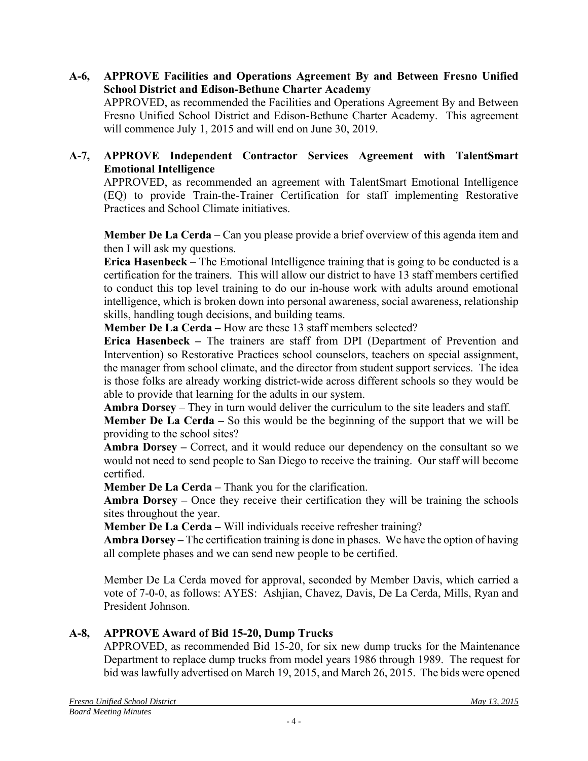**A-6, APPROVE Facilities and Operations Agreement By and Between Fresno Unified School District and Edison-Bethune Charter Academy**

APPROVED, as recommended the Facilities and Operations Agreement By and Between Fresno Unified School District and Edison-Bethune Charter Academy. This agreement will commence July 1, 2015 and will end on June 30, 2019.

**A-7, APPROVE Independent Contractor Services Agreement with TalentSmart Emotional Intelligence**

APPROVED, as recommended an agreement with TalentSmart Emotional Intelligence (EQ) to provide Train-the-Trainer Certification for staff implementing Restorative Practices and School Climate initiatives.

**Member De La Cerda** – Can you please provide a brief overview of this agenda item and then I will ask my questions.

**Erica Hasenbeck** – The Emotional Intelligence training that is going to be conducted is a certification for the trainers. This will allow our district to have 13 staff members certified to conduct this top level training to do our in-house work with adults around emotional intelligence, which is broken down into personal awareness, social awareness, relationship skills, handling tough decisions, and building teams.

**Member De La Cerda –** How are these 13 staff members selected?

**Erica Hasenbeck –** The trainers are staff from DPI (Department of Prevention and Intervention) so Restorative Practices school counselors, teachers on special assignment, the manager from school climate, and the director from student support services. The idea is those folks are already working district-wide across different schools so they would be able to provide that learning for the adults in our system.

**Ambra Dorsey** – They in turn would deliver the curriculum to the site leaders and staff.

**Member De La Cerda –** So this would be the beginning of the support that we will be providing to the school sites?

**Ambra Dorsey –** Correct, and it would reduce our dependency on the consultant so we would not need to send people to San Diego to receive the training. Our staff will become certified.

**Member De La Cerda –** Thank you for the clarification.

**Ambra Dorsey –** Once they receive their certification they will be training the schools sites throughout the year.

**Member De La Cerda –** Will individuals receive refresher training?

**Ambra Dorsey –** The certification training is done in phases. We have the option of having all complete phases and we can send new people to be certified.

Member De La Cerda moved for approval, seconded by Member Davis, which carried a vote of 7-0-0, as follows: AYES: Ashjian, Chavez, Davis, De La Cerda, Mills, Ryan and President Johnson.

**A-8, APPROVE Award of Bid 15-20, Dump Trucks**

APPROVED, as recommended Bid 15-20, for six new dump trucks for the Maintenance Department to replace dump trucks from model years 1986 through 1989. The request for bid was lawfully advertised on March 19, 2015, and March 26, 2015. The bids were opened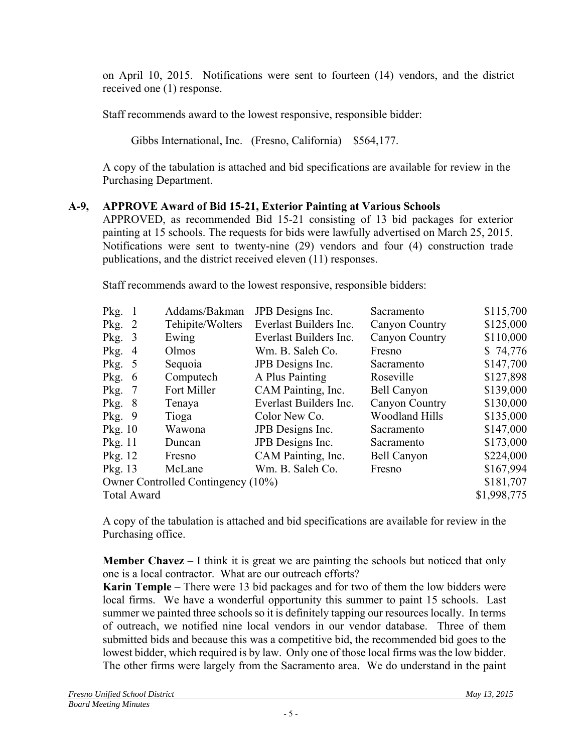on April 10, 2015. Notifications were sent to fourteen (14) vendors, and the district received one (1) response.

Staff recommends award to the lowest responsive, responsible bidder:

Gibbs International, Inc. (Fresno, California) $564,177.

A copy of the tabulation is attached and bid specifications are available for review in the Purchasing Department.

**A-9, APPROVE Award of Bid 15-21, Exterior Painting at Various Schools**

APPROVED, as recommended Bid 15-21 consisting of 13 bid packages for exterior painting at 15 schools. The requests for bids were lawfully advertised on March 25, 2015. Notifications were sent to twenty-nine (29) vendors and four (4) construction trade publications, and the district received eleven (11) responses.

Staff recommends award to the lowest responsive, responsible bidders:

| | | | | |
|---|---|---|---|---|
| Pkg. 1 | Addams/Bakman | JPB Designs Inc. | Sacramento | $115,700 |
| Pkg. 2 | Tehipite/Wolters | Everlast Builders Inc. | Canyon Country | $125,000 |
| Pkg. 3 | Ewing | Everlast Builders Inc. | Canyon Country | $110,000 |
| Pkg. 4 | Olmos | Wm. B. Saleh Co. | Fresno | $ 74,776 |
| Pkg. 5 | Sequoia | JPB Designs Inc. | Sacramento | $147,700 |
| Pkg. 6 | Computech | A Plus Painting | Roseville | $127,898 |
| Pkg. 7 | Fort Miller | CAM Painting, Inc. | Bell Canyon | $139,000 |
| Pkg. 8 | Tenaya | Everlast Builders Inc. | Canyon Country | $130,000 |
| Pkg. 9 | Tioga | Color New Co. | Woodland Hills | $135,000 |
| Pkg. 10 | Wawona | JPB Designs Inc. | Sacramento | $147,000 |
| Pkg. 11 | Duncan | JPB Designs Inc. | Sacramento | $173,000 |
| Pkg. 12 | Fresno | CAM Painting, Inc. | Bell Canyon | $224,000 |
| Pkg. 13 | McLane | Wm. B. Saleh Co. | Fresno | $167,994 |
| Owner Controlled Contingency (10%) | | | | $181,707 |
| Total Award | | | | $1,998,775 |

A copy of the tabulation is attached and bid specifications are available for review in the Purchasing office.

**Member Chavez** – I think it is great we are painting the schools but noticed that only one is a local contractor. What are our outreach efforts?

**Karin Temple** – There were 13 bid packages and for two of them the low bidders were local firms. We have a wonderful opportunity this summer to paint 15 schools. Last summer we painted three schools so it is definitely tapping our resources locally. In terms of outreach, we notified nine local vendors in our vendor database. Three of them submitted bids and because this was a competitive bid, the recommended bid goes to the lowest bidder, which required is by law. Only one of those local firms was the low bidder. The other firms were largely from the Sacramento area. We do understand in the paint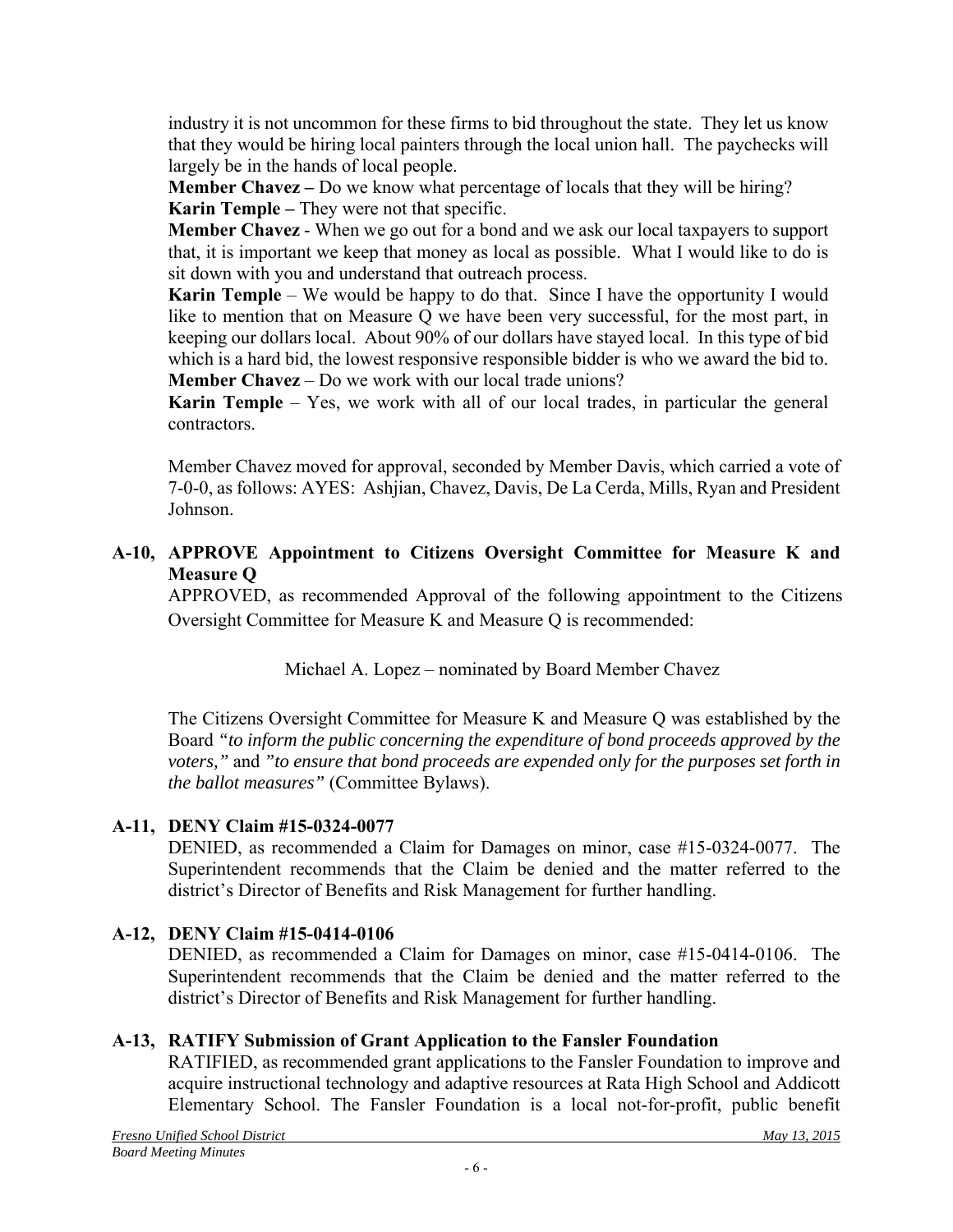industry it is not uncommon for these firms to bid throughout the state. They let us know that they would be hiring local painters through the local union hall. The paychecks will largely be in the hands of local people.

**Member Chavez –** Do we know what percentage of locals that they will be hiring?

**Karin Temple –** They were not that specific.

**Member Chavez** - When we go out for a bond and we ask our local taxpayers to support that, it is important we keep that money as local as possible. What I would like to do is sit down with you and understand that outreach process.

**Karin Temple** – We would be happy to do that. Since I have the opportunity I would like to mention that on Measure Q we have been very successful, for the most part, in keeping our dollars local. About 90% of our dollars have stayed local. In this type of bid which is a hard bid, the lowest responsive responsible bidder is who we award the bid to.

**Member Chavez** – Do we work with our local trade unions?

**Karin Temple** – Yes, we work with all of our local trades, in particular the general contractors.

Member Chavez moved for approval, seconded by Member Davis, which carried a vote of 7-0-0, as follows: AYES: Ashjian, Chavez, Davis, De La Cerda, Mills, Ryan and President Johnson.

### A-10, APPROVE Appointment to Citizens Oversight Committee for Measure K and Measure Q

APPROVED, as recommended Approval of the following appointment to the Citizens Oversight Committee for Measure K and Measure Q is recommended:

Michael A. Lopez – nominated by Board Member Chavez

The Citizens Oversight Committee for Measure K and Measure Q was established by the Board *"to inform the public concerning the expenditure of bond proceeds approved by the voters,"* and *"to ensure that bond proceeds are expended only for the purposes set forth in the ballot measures"* (Committee Bylaws).

### A-11, DENY Claim #15-0324-0077

DENIED, as recommended a Claim for Damages on minor, case #15-0324-0077. The Superintendent recommends that the Claim be denied and the matter referred to the district's Director of Benefits and Risk Management for further handling.

### A-12, DENY Claim #15-0414-0106

DENIED, as recommended a Claim for Damages on minor, case #15-0414-0106. The Superintendent recommends that the Claim be denied and the matter referred to the district's Director of Benefits and Risk Management for further handling.

### A-13, RATIFY Submission of Grant Application to the Fansler Foundation

RATIFIED, as recommended grant applications to the Fansler Foundation to improve and acquire instructional technology and adaptive resources at Rata High School and Addicott Elementary School. The Fansler Foundation is a local not-for-profit, public benefit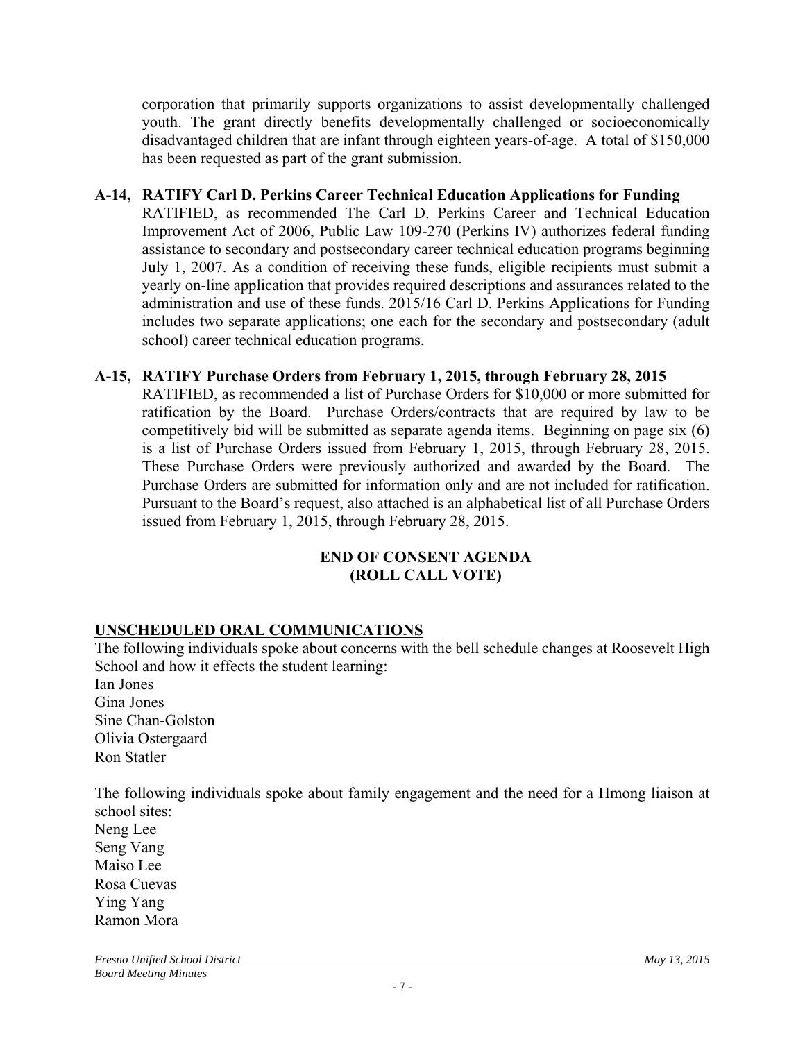corporation that primarily supports organizations to assist developmentally challenged youth. The grant directly benefits developmentally challenged or socioeconomically disadvantaged children that are infant through eighteen years-of-age. A total of $150,000 has been requested as part of the grant submission.

**A-14, RATIFY Carl D. Perkins Career Technical Education Applications for Funding**

RATIFIED, as recommended The Carl D. Perkins Career and Technical Education Improvement Act of 2006, Public Law 109-270 (Perkins IV) authorizes federal funding assistance to secondary and postsecondary career technical education programs beginning July 1, 2007. As a condition of receiving these funds, eligible recipients must submit a yearly on-line application that provides required descriptions and assurances related to the administration and use of these funds. 2015/16 Carl D. Perkins Applications for Funding includes two separate applications; one each for the secondary and postsecondary (adult school) career technical education programs.

**A-15, RATIFY Purchase Orders from February 1, 2015, through February 28, 2015**

RATIFIED, as recommended a list of Purchase Orders for $10,000 or more submitted for ratification by the Board. Purchase Orders/contracts that are required by law to be competitively bid will be submitted as separate agenda items. Beginning on page six (6) is a list of Purchase Orders issued from February 1, 2015, through February 28, 2015. These Purchase Orders were previously authorized and awarded by the Board. The Purchase Orders are submitted for information only and are not included for ratification. Pursuant to the Board's request, also attached is an alphabetical list of all Purchase Orders issued from February 1, 2015, through February 28, 2015.

**END OF CONSENT AGENDA**
**(ROLL CALL VOTE)**

## UNSCHEDULED ORAL COMMUNICATIONS

The following individuals spoke about concerns with the bell schedule changes at Roosevelt High School and how it effects the student learning:
Ian Jones
Gina Jones
Sine Chan-Golston
Olivia Ostergaard
Ron Statler

The following individuals spoke about family engagement and the need for a Hmong liaison at school sites:
Neng Lee
Seng Vang
Maiso Lee
Rosa Cuevas
Ying Yang
Ramon Mora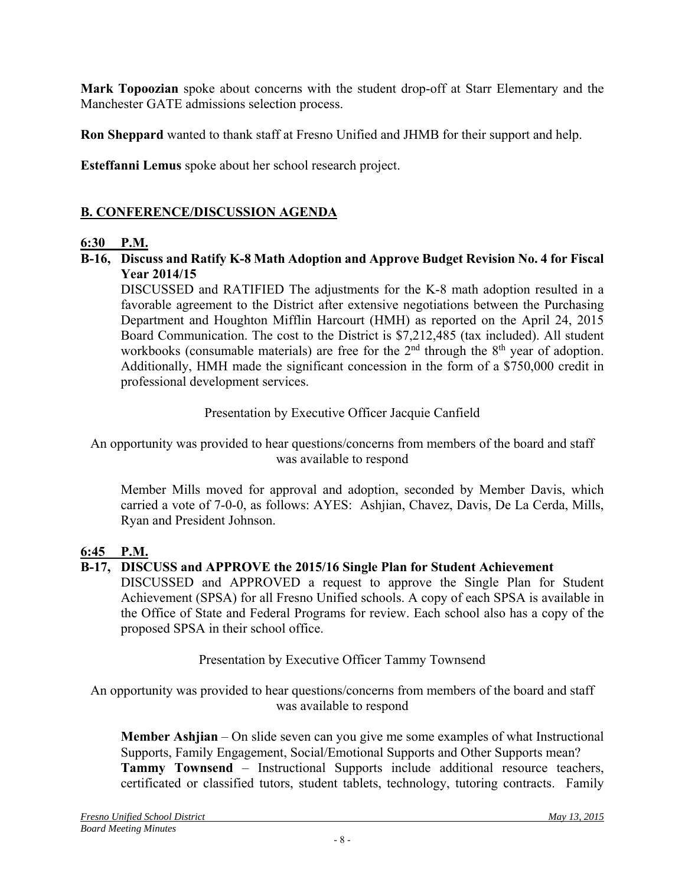**Mark Topoozian** spoke about concerns with the student drop-off at Starr Elementary and the Manchester GATE admissions selection process.

**Ron Sheppard** wanted to thank staff at Fresno Unified and JHMB for their support and help.

**Esteffanni Lemus** spoke about her school research project.

## B. CONFERENCE/DISCUSSION AGENDA

**6:30 P.M.**

**B-16, Discuss and Ratify K-8 Math Adoption and Approve Budget Revision No. 4 for Fiscal Year 2014/15**

DISCUSSED and RATIFIED The adjustments for the K-8 math adoption resulted in a favorable agreement to the District after extensive negotiations between the Purchasing Department and Houghton Mifflin Harcourt (HMH) as reported on the April 24, 2015 Board Communication. The cost to the District is $7,212,485 (tax included). All student workbooks (consumable materials) are free for the 2nd through the 8th year of adoption. Additionally, HMH made the significant concession in the form of a $750,000 credit in professional development services.

Presentation by Executive Officer Jacquie Canfield

An opportunity was provided to hear questions/concerns from members of the board and staff was available to respond

Member Mills moved for approval and adoption, seconded by Member Davis, which carried a vote of 7-0-0, as follows: AYES: Ashjian, Chavez, Davis, De La Cerda, Mills, Ryan and President Johnson.

**6:45 P.M.**

**B-17, DISCUSS and APPROVE the 2015/16 Single Plan for Student Achievement**

DISCUSSED and APPROVED a request to approve the Single Plan for Student Achievement (SPSA) for all Fresno Unified schools. A copy of each SPSA is available in the Office of State and Federal Programs for review. Each school also has a copy of the proposed SPSA in their school office.

Presentation by Executive Officer Tammy Townsend

An opportunity was provided to hear questions/concerns from members of the board and staff was available to respond

**Member Ashjian** – On slide seven can you give me some examples of what Instructional Supports, Family Engagement, Social/Emotional Supports and Other Supports mean?
**Tammy Townsend** – Instructional Supports include additional resource teachers, certificated or classified tutors, student tablets, technology, tutoring contracts. Family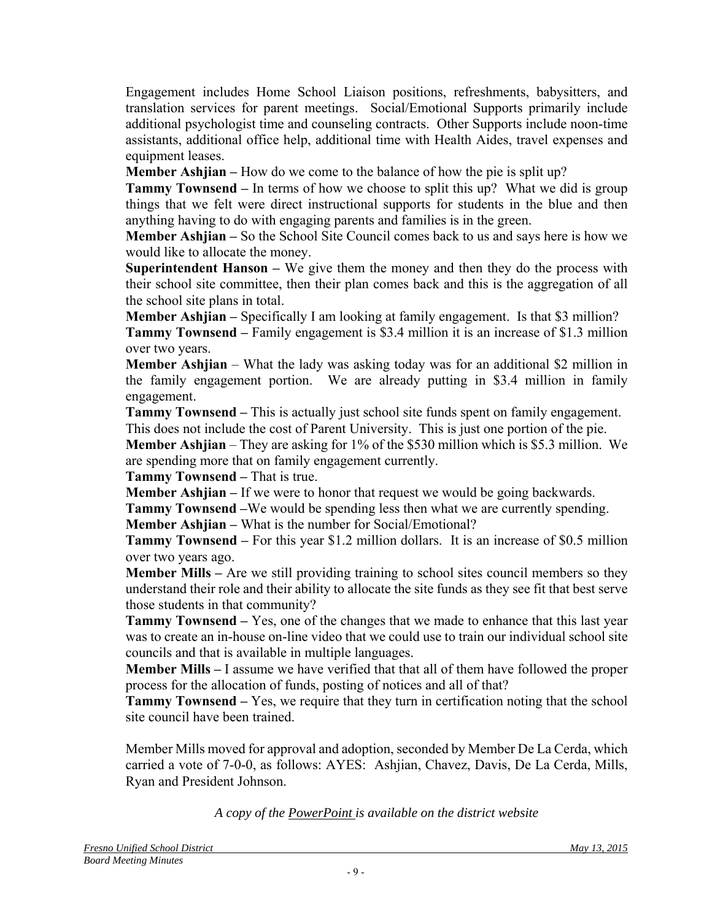Engagement includes Home School Liaison positions, refreshments, babysitters, and translation services for parent meetings. Social/Emotional Supports primarily include additional psychologist time and counseling contracts. Other Supports include noon-time assistants, additional office help, additional time with Health Aides, travel expenses and equipment leases.

**Member Ashjian –** How do we come to the balance of how the pie is split up?

**Tammy Townsend –** In terms of how we choose to split this up? What we did is group things that we felt were direct instructional supports for students in the blue and then anything having to do with engaging parents and families is in the green.

**Member Ashjian –** So the School Site Council comes back to us and says here is how we would like to allocate the money.

**Superintendent Hanson –** We give them the money and then they do the process with their school site committee, then their plan comes back and this is the aggregation of all the school site plans in total.

**Member Ashjian –** Specifically I am looking at family engagement. Is that $3 million?

**Tammy Townsend –** Family engagement is $3.4 million it is an increase of $1.3 million over two years.

**Member Ashjian** – What the lady was asking today was for an additional $2 million in the family engagement portion. We are already putting in $3.4 million in family engagement.

**Tammy Townsend –** This is actually just school site funds spent on family engagement. This does not include the cost of Parent University. This is just one portion of the pie.

**Member Ashjian** – They are asking for 1% of the $530 million which is $5.3 million. We are spending more that on family engagement currently.

**Tammy Townsend –** That is true.

**Member Ashjian –** If we were to honor that request we would be going backwards.

**Tammy Townsend –**We would be spending less then what we are currently spending.

**Member Ashjian –** What is the number for Social/Emotional?

**Tammy Townsend –** For this year $1.2 million dollars. It is an increase of $0.5 million over two years ago.

**Member Mills –** Are we still providing training to school sites council members so they understand their role and their ability to allocate the site funds as they see fit that best serve those students in that community?

**Tammy Townsend –** Yes, one of the changes that we made to enhance that this last year was to create an in-house on-line video that we could use to train our individual school site councils and that is available in multiple languages.

**Member Mills –** I assume we have verified that that all of them have followed the proper process for the allocation of funds, posting of notices and all of that?

**Tammy Townsend –** Yes, we require that they turn in certification noting that the school site council have been trained.

Member Mills moved for approval and adoption, seconded by Member De La Cerda, which carried a vote of 7-0-0, as follows: AYES: Ashjian, Chavez, Davis, De La Cerda, Mills, Ryan and President Johnson.

*A copy of the PowerPoint is available on the district website*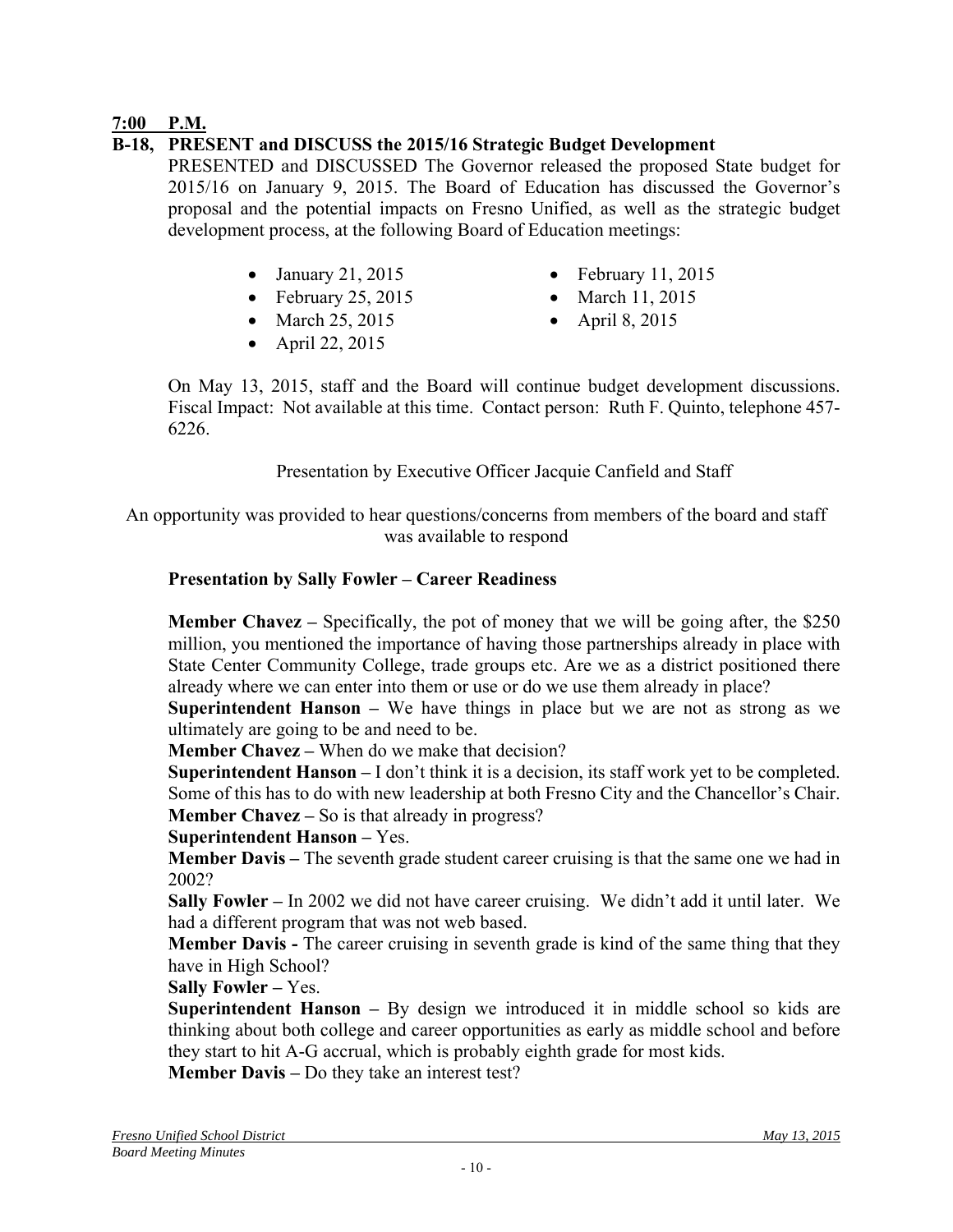**7:00 P.M.**

**B-18, PRESENT and DISCUSS the 2015/16 Strategic Budget Development**

PRESENTED and DISCUSSED The Governor released the proposed State budget for 2015/16 on January 9, 2015. The Board of Education has discussed the Governor's proposal and the potential impacts on Fresno Unified, as well as the strategic budget development process, at the following Board of Education meetings:

- January 21, 2015
- February 11, 2015
- February 25, 2015
- March 11, 2015
- March 25, 2015
- April 8, 2015
- April 22, 2015

On May 13, 2015, staff and the Board will continue budget development discussions. Fiscal Impact: Not available at this time. Contact person: Ruth F. Quinto, telephone 457-6226.

Presentation by Executive Officer Jacquie Canfield and Staff

An opportunity was provided to hear questions/concerns from members of the board and staff was available to respond

**Presentation by Sally Fowler – Career Readiness**

**Member Chavez –** Specifically, the pot of money that we will be going after, the $250 million, you mentioned the importance of having those partnerships already in place with State Center Community College, trade groups etc. Are we as a district positioned there already where we can enter into them or use or do we use them already in place?

**Superintendent Hanson –** We have things in place but we are not as strong as we ultimately are going to be and need to be.

**Member Chavez –** When do we make that decision?

**Superintendent Hanson –** I don't think it is a decision, its staff work yet to be completed. Some of this has to do with new leadership at both Fresno City and the Chancellor's Chair.

**Member Chavez –** So is that already in progress?

**Superintendent Hanson –** Yes.

**Member Davis –** The seventh grade student career cruising is that the same one we had in 2002?

**Sally Fowler –** In 2002 we did not have career cruising. We didn't add it until later. We had a different program that was not web based.

**Member Davis -** The career cruising in seventh grade is kind of the same thing that they have in High School?

**Sally Fowler –** Yes.

**Superintendent Hanson –** By design we introduced it in middle school so kids are thinking about both college and career opportunities as early as middle school and before they start to hit A-G accrual, which is probably eighth grade for most kids.

**Member Davis –** Do they take an interest test?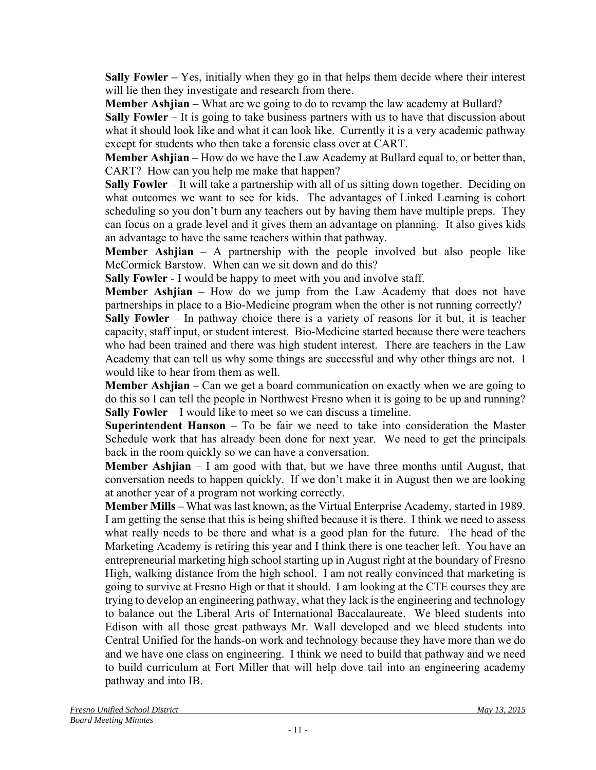**Sally Fowler –** Yes, initially when they go in that helps them decide where their interest will lie then they investigate and research from there.

**Member Ashjian** – What are we going to do to revamp the law academy at Bullard?

**Sally Fowler** – It is going to take business partners with us to have that discussion about what it should look like and what it can look like. Currently it is a very academic pathway except for students who then take a forensic class over at CART.

**Member Ashjian** – How do we have the Law Academy at Bullard equal to, or better than, CART? How can you help me make that happen?

**Sally Fowler** – It will take a partnership with all of us sitting down together. Deciding on what outcomes we want to see for kids. The advantages of Linked Learning is cohort scheduling so you don't burn any teachers out by having them have multiple preps. They can focus on a grade level and it gives them an advantage on planning. It also gives kids an advantage to have the same teachers within that pathway.

**Member Ashjian** – A partnership with the people involved but also people like McCormick Barstow. When can we sit down and do this?

**Sally Fowler** - I would be happy to meet with you and involve staff.

**Member Ashjian** – How do we jump from the Law Academy that does not have partnerships in place to a Bio-Medicine program when the other is not running correctly?

**Sally Fowler** – In pathway choice there is a variety of reasons for it but, it is teacher capacity, staff input, or student interest. Bio-Medicine started because there were teachers who had been trained and there was high student interest. There are teachers in the Law Academy that can tell us why some things are successful and why other things are not. I would like to hear from them as well.

**Member Ashjian** – Can we get a board communication on exactly when we are going to do this so I can tell the people in Northwest Fresno when it is going to be up and running?

**Sally Fowler** – I would like to meet so we can discuss a timeline.

**Superintendent Hanson** – To be fair we need to take into consideration the Master Schedule work that has already been done for next year. We need to get the principals back in the room quickly so we can have a conversation.

**Member Ashjian** – I am good with that, but we have three months until August, that conversation needs to happen quickly. If we don't make it in August then we are looking at another year of a program not working correctly.

**Member Mills –** What was last known, as the Virtual Enterprise Academy, started in 1989. I am getting the sense that this is being shifted because it is there. I think we need to assess what really needs to be there and what is a good plan for the future. The head of the Marketing Academy is retiring this year and I think there is one teacher left. You have an entrepreneurial marketing high school starting up in August right at the boundary of Fresno High, walking distance from the high school. I am not really convinced that marketing is going to survive at Fresno High or that it should. I am looking at the CTE courses they are trying to develop an engineering pathway, what they lack is the engineering and technology to balance out the Liberal Arts of International Baccalaureate. We bleed students into Edison with all those great pathways Mr. Wall developed and we bleed students into Central Unified for the hands-on work and technology because they have more than we do and we have one class on engineering. I think we need to build that pathway and we need to build curriculum at Fort Miller that will help dove tail into an engineering academy pathway and into IB.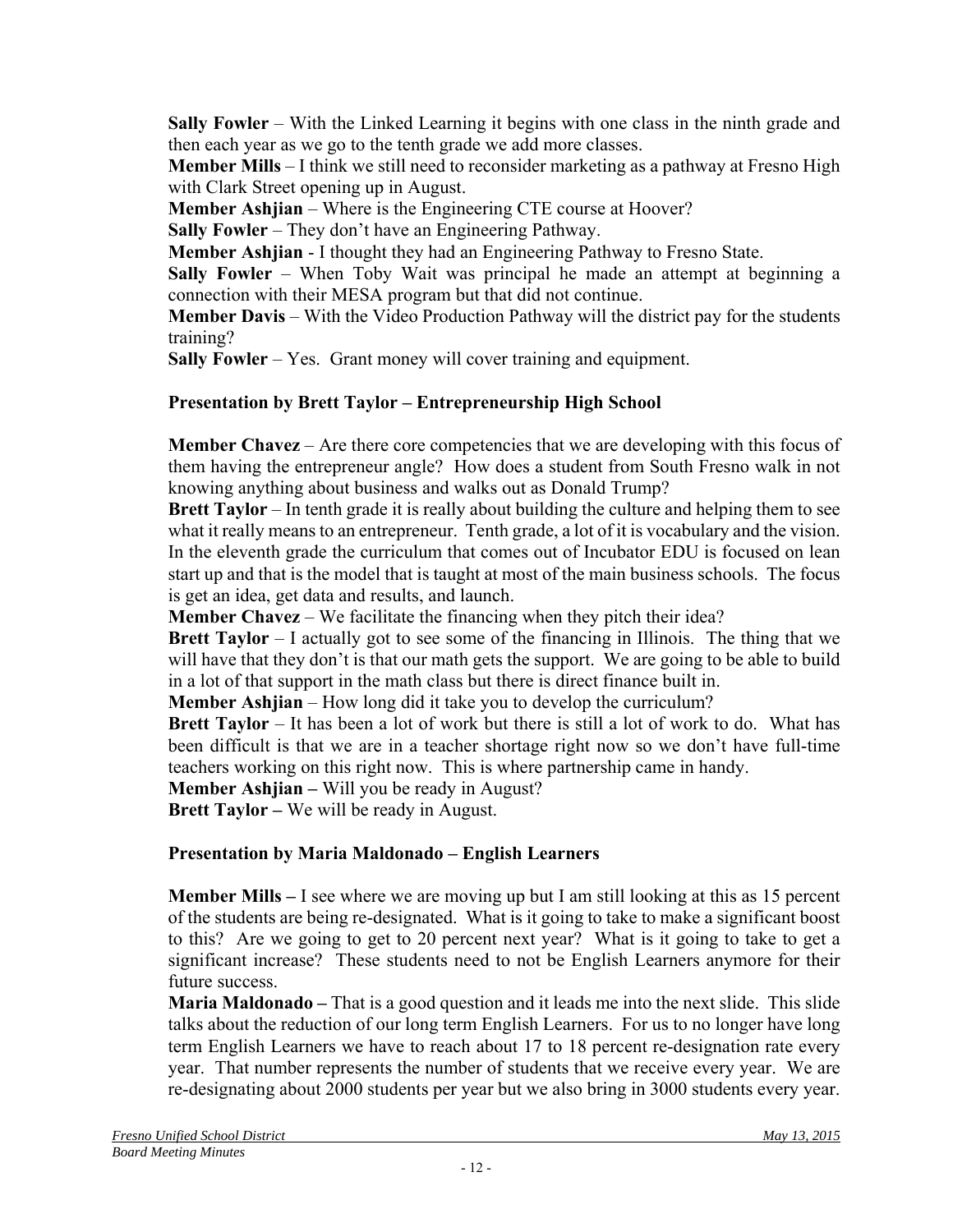**Sally Fowler** – With the Linked Learning it begins with one class in the ninth grade and then each year as we go to the tenth grade we add more classes.

**Member Mills** – I think we still need to reconsider marketing as a pathway at Fresno High with Clark Street opening up in August.

**Member Ashjian** – Where is the Engineering CTE course at Hoover?

**Sally Fowler** – They don't have an Engineering Pathway.

**Member Ashjian** - I thought they had an Engineering Pathway to Fresno State.

**Sally Fowler** – When Toby Wait was principal he made an attempt at beginning a connection with their MESA program but that did not continue.

**Member Davis** – With the Video Production Pathway will the district pay for the students training?

**Sally Fowler** – Yes. Grant money will cover training and equipment.

**Presentation by Brett Taylor – Entrepreneurship High School**

**Member Chavez** – Are there core competencies that we are developing with this focus of them having the entrepreneur angle? How does a student from South Fresno walk in not knowing anything about business and walks out as Donald Trump?

**Brett Taylor** – In tenth grade it is really about building the culture and helping them to see what it really means to an entrepreneur. Tenth grade, a lot of it is vocabulary and the vision. In the eleventh grade the curriculum that comes out of Incubator EDU is focused on lean start up and that is the model that is taught at most of the main business schools. The focus is get an idea, get data and results, and launch.

**Member Chavez** – We facilitate the financing when they pitch their idea?

**Brett Taylor** – I actually got to see some of the financing in Illinois. The thing that we will have that they don't is that our math gets the support. We are going to be able to build in a lot of that support in the math class but there is direct finance built in.

**Member Ashjian** – How long did it take you to develop the curriculum?

**Brett Taylor** – It has been a lot of work but there is still a lot of work to do. What has been difficult is that we are in a teacher shortage right now so we don't have full-time teachers working on this right now. This is where partnership came in handy.

**Member Ashjian –** Will you be ready in August?

**Brett Taylor –** We will be ready in August.

**Presentation by Maria Maldonado – English Learners**

**Member Mills –** I see where we are moving up but I am still looking at this as 15 percent of the students are being re-designated. What is it going to take to make a significant boost to this? Are we going to get to 20 percent next year? What is it going to take to get a significant increase? These students need to not be English Learners anymore for their future success.

**Maria Maldonado –** That is a good question and it leads me into the next slide. This slide talks about the reduction of our long term English Learners. For us to no longer have long term English Learners we have to reach about 17 to 18 percent re-designation rate every year. That number represents the number of students that we receive every year. We are re-designating about 2000 students per year but we also bring in 3000 students every year.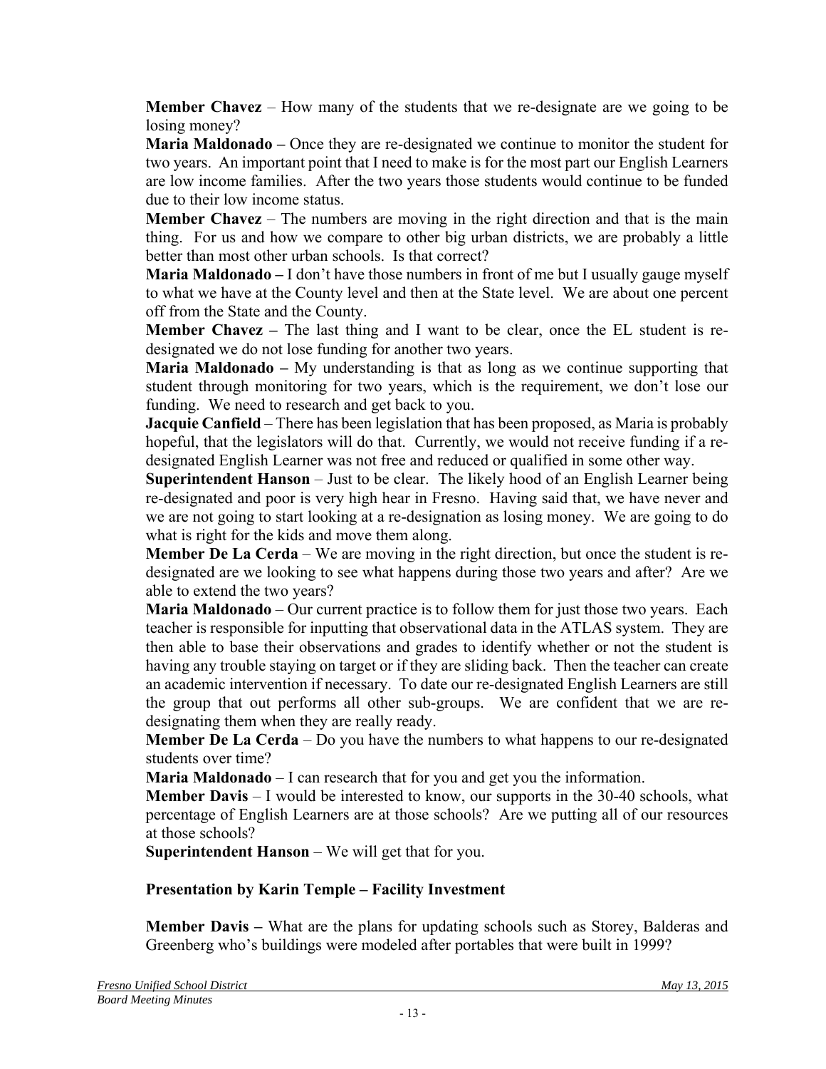**Member Chavez** – How many of the students that we re-designate are we going to be losing money?

**Maria Maldonado –** Once they are re-designated we continue to monitor the student for two years. An important point that I need to make is for the most part our English Learners are low income families. After the two years those students would continue to be funded due to their low income status.

**Member Chavez** – The numbers are moving in the right direction and that is the main thing. For us and how we compare to other big urban districts, we are probably a little better than most other urban schools. Is that correct?

**Maria Maldonado –** I don't have those numbers in front of me but I usually gauge myself to what we have at the County level and then at the State level. We are about one percent off from the State and the County.

**Member Chavez –** The last thing and I want to be clear, once the EL student is re-designated we do not lose funding for another two years.

**Maria Maldonado –** My understanding is that as long as we continue supporting that student through monitoring for two years, which is the requirement, we don't lose our funding. We need to research and get back to you.

**Jacquie Canfield** – There has been legislation that has been proposed, as Maria is probably hopeful, that the legislators will do that. Currently, we would not receive funding if a re-designated English Learner was not free and reduced or qualified in some other way.

**Superintendent Hanson** – Just to be clear. The likely hood of an English Learner being re-designated and poor is very high hear in Fresno. Having said that, we have never and we are not going to start looking at a re-designation as losing money. We are going to do what is right for the kids and move them along.

**Member De La Cerda** – We are moving in the right direction, but once the student is re-designated are we looking to see what happens during those two years and after? Are we able to extend the two years?

**Maria Maldonado** – Our current practice is to follow them for just those two years. Each teacher is responsible for inputting that observational data in the ATLAS system. They are then able to base their observations and grades to identify whether or not the student is having any trouble staying on target or if they are sliding back. Then the teacher can create an academic intervention if necessary. To date our re-designated English Learners are still the group that out performs all other sub-groups. We are confident that we are re-designating them when they are really ready.

**Member De La Cerda** – Do you have the numbers to what happens to our re-designated students over time?

**Maria Maldonado** – I can research that for you and get you the information.

**Member Davis** – I would be interested to know, our supports in the 30-40 schools, what percentage of English Learners are at those schools? Are we putting all of our resources at those schools?

**Superintendent Hanson** – We will get that for you.

**Presentation by Karin Temple – Facility Investment**

**Member Davis –** What are the plans for updating schools such as Storey, Balderas and Greenberg who's buildings were modeled after portables that were built in 1999?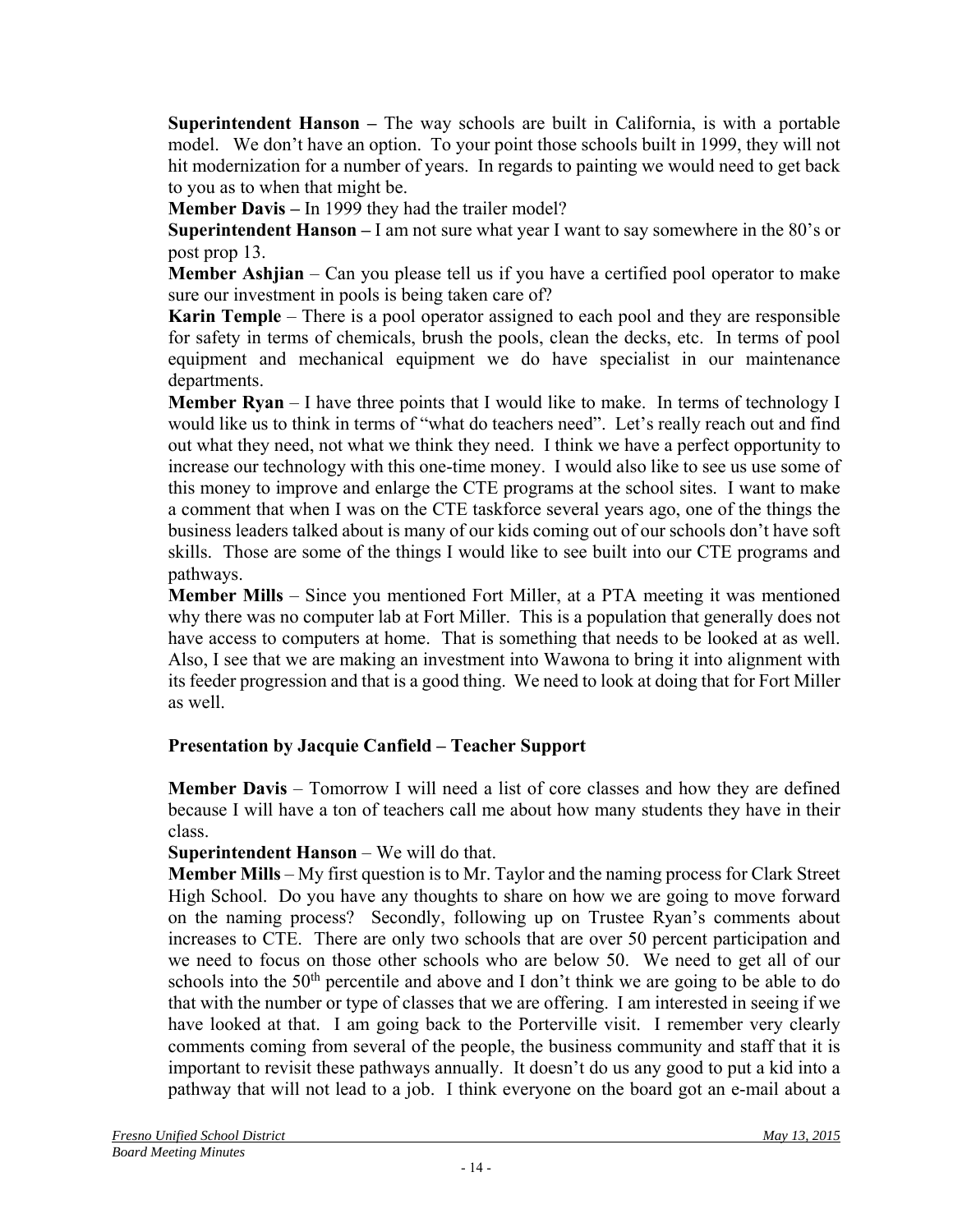**Superintendent Hanson –** The way schools are built in California, is with a portable model. We don't have an option. To your point those schools built in 1999, they will not hit modernization for a number of years. In regards to painting we would need to get back to you as to when that might be.

**Member Davis –** In 1999 they had the trailer model?

**Superintendent Hanson –** I am not sure what year I want to say somewhere in the 80's or post prop 13.

**Member Ashjian** – Can you please tell us if you have a certified pool operator to make sure our investment in pools is being taken care of?

**Karin Temple** – There is a pool operator assigned to each pool and they are responsible for safety in terms of chemicals, brush the pools, clean the decks, etc. In terms of pool equipment and mechanical equipment we do have specialist in our maintenance departments.

**Member Ryan** – I have three points that I would like to make. In terms of technology I would like us to think in terms of "what do teachers need". Let's really reach out and find out what they need, not what we think they need. I think we have a perfect opportunity to increase our technology with this one-time money. I would also like to see us use some of this money to improve and enlarge the CTE programs at the school sites. I want to make a comment that when I was on the CTE taskforce several years ago, one of the things the business leaders talked about is many of our kids coming out of our schools don't have soft skills. Those are some of the things I would like to see built into our CTE programs and pathways.

**Member Mills** – Since you mentioned Fort Miller, at a PTA meeting it was mentioned why there was no computer lab at Fort Miller. This is a population that generally does not have access to computers at home. That is something that needs to be looked at as well. Also, I see that we are making an investment into Wawona to bring it into alignment with its feeder progression and that is a good thing. We need to look at doing that for Fort Miller as well.

**Presentation by Jacquie Canfield – Teacher Support**

**Member Davis** – Tomorrow I will need a list of core classes and how they are defined because I will have a ton of teachers call me about how many students they have in their class.

**Superintendent Hanson** – We will do that.

**Member Mills** – My first question is to Mr. Taylor and the naming process for Clark Street High School. Do you have any thoughts to share on how we are going to move forward on the naming process? Secondly, following up on Trustee Ryan's comments about increases to CTE. There are only two schools that are over 50 percent participation and we need to focus on those other schools who are below 50. We need to get all of our schools into the 50th percentile and above and I don't think we are going to be able to do that with the number or type of classes that we are offering. I am interested in seeing if we have looked at that. I am going back to the Porterville visit. I remember very clearly comments coming from several of the people, the business community and staff that it is important to revisit these pathways annually. It doesn't do us any good to put a kid into a pathway that will not lead to a job. I think everyone on the board got an e-mail about a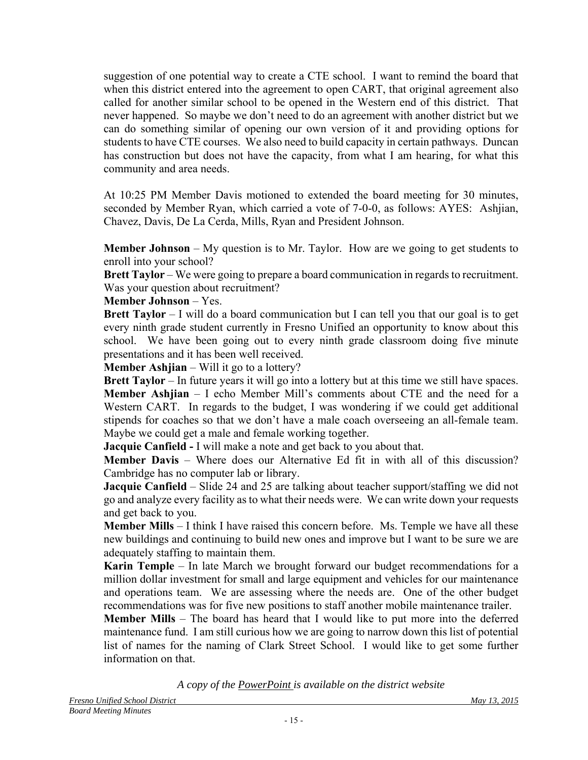suggestion of one potential way to create a CTE school. I want to remind the board that when this district entered into the agreement to open CART, that original agreement also called for another similar school to be opened in the Western end of this district. That never happened. So maybe we don't need to do an agreement with another district but we can do something similar of opening our own version of it and providing options for students to have CTE courses. We also need to build capacity in certain pathways. Duncan has construction but does not have the capacity, from what I am hearing, for what this community and area needs.

At 10:25 PM Member Davis motioned to extended the board meeting for 30 minutes, seconded by Member Ryan, which carried a vote of 7-0-0, as follows: AYES: Ashjian, Chavez, Davis, De La Cerda, Mills, Ryan and President Johnson.

**Member Johnson** – My question is to Mr. Taylor. How are we going to get students to enroll into your school?

**Brett Taylor** – We were going to prepare a board communication in regards to recruitment. Was your question about recruitment?

**Member Johnson** – Yes.

**Brett Taylor** – I will do a board communication but I can tell you that our goal is to get every ninth grade student currently in Fresno Unified an opportunity to know about this school. We have been going out to every ninth grade classroom doing five minute presentations and it has been well received.

**Member Ashjian** – Will it go to a lottery?

**Brett Taylor** – In future years it will go into a lottery but at this time we still have spaces.

**Member Ashjian** – I echo Member Mill's comments about CTE and the need for a Western CART. In regards to the budget, I was wondering if we could get additional stipends for coaches so that we don't have a male coach overseeing an all-female team. Maybe we could get a male and female working together.

**Jacquie Canfield -** I will make a note and get back to you about that.

**Member Davis** – Where does our Alternative Ed fit in with all of this discussion? Cambridge has no computer lab or library.

**Jacquie Canfield** – Slide 24 and 25 are talking about teacher support/staffing we did not go and analyze every facility as to what their needs were. We can write down your requests and get back to you.

**Member Mills** – I think I have raised this concern before. Ms. Temple we have all these new buildings and continuing to build new ones and improve but I want to be sure we are adequately staffing to maintain them.

**Karin Temple** – In late March we brought forward our budget recommendations for a million dollar investment for small and large equipment and vehicles for our maintenance and operations team. We are assessing where the needs are. One of the other budget recommendations was for five new positions to staff another mobile maintenance trailer.

**Member Mills** – The board has heard that I would like to put more into the deferred maintenance fund. I am still curious how we are going to narrow down this list of potential list of names for the naming of Clark Street School. I would like to get some further information on that.

*A copy of the PowerPoint is available on the district website*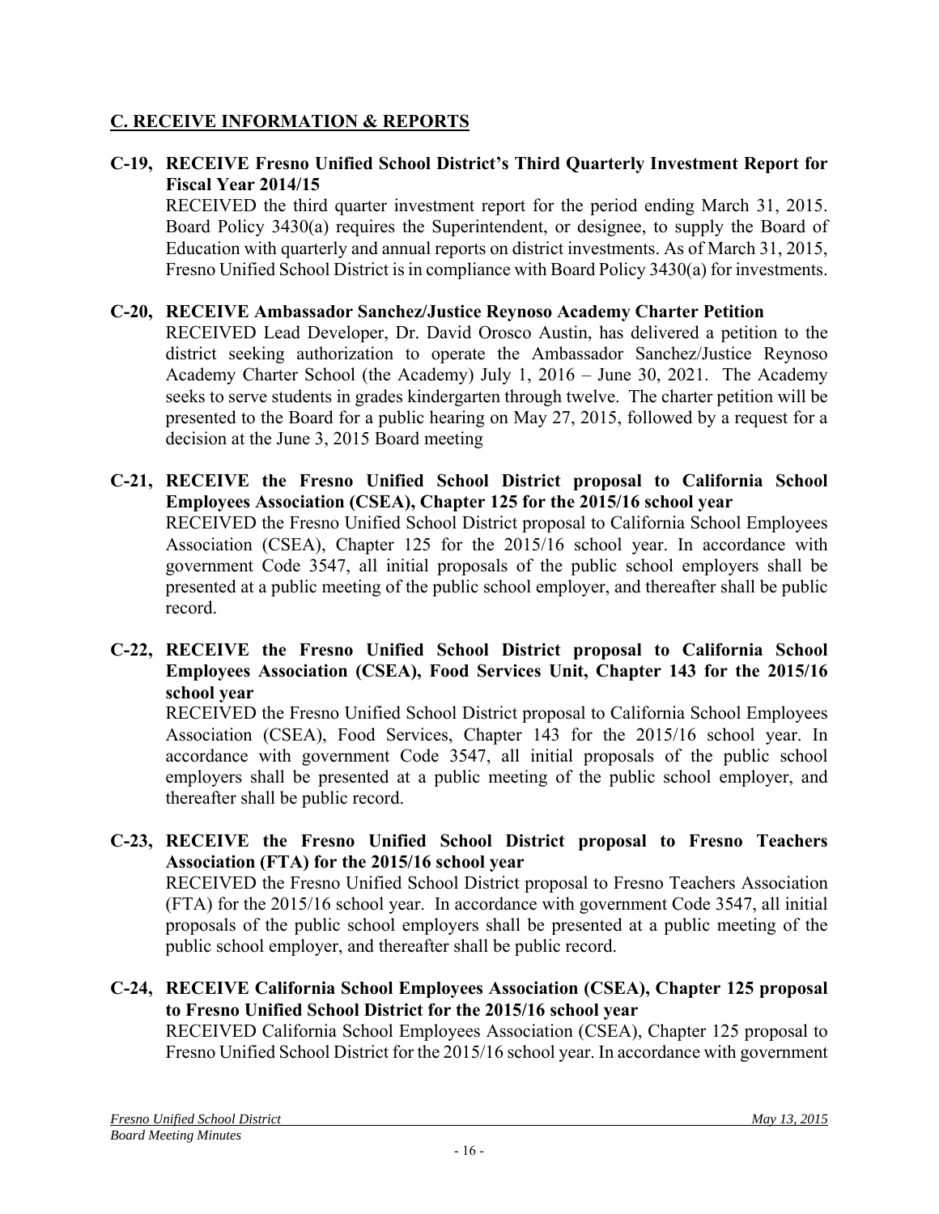## C. RECEIVE INFORMATION & REPORTS

**C-19, RECEIVE Fresno Unified School District's Third Quarterly Investment Report for Fiscal Year 2014/15**

RECEIVED the third quarter investment report for the period ending March 31, 2015. Board Policy 3430(a) requires the Superintendent, or designee, to supply the Board of Education with quarterly and annual reports on district investments. As of March 31, 2015, Fresno Unified School District is in compliance with Board Policy 3430(a) for investments.

**C-20, RECEIVE Ambassador Sanchez/Justice Reynoso Academy Charter Petition**

RECEIVED Lead Developer, Dr. David Orosco Austin, has delivered a petition to the district seeking authorization to operate the Ambassador Sanchez/Justice Reynoso Academy Charter School (the Academy) July 1, 2016 – June 30, 2021. The Academy seeks to serve students in grades kindergarten through twelve. The charter petition will be presented to the Board for a public hearing on May 27, 2015, followed by a request for a decision at the June 3, 2015 Board meeting

**C-21, RECEIVE the Fresno Unified School District proposal to California School Employees Association (CSEA), Chapter 125 for the 2015/16 school year**

RECEIVED the Fresno Unified School District proposal to California School Employees Association (CSEA), Chapter 125 for the 2015/16 school year. In accordance with government Code 3547, all initial proposals of the public school employers shall be presented at a public meeting of the public school employer, and thereafter shall be public record.

**C-22, RECEIVE the Fresno Unified School District proposal to California School Employees Association (CSEA), Food Services Unit, Chapter 143 for the 2015/16 school year**

RECEIVED the Fresno Unified School District proposal to California School Employees Association (CSEA), Food Services, Chapter 143 for the 2015/16 school year. In accordance with government Code 3547, all initial proposals of the public school employers shall be presented at a public meeting of the public school employer, and thereafter shall be public record.

**C-23, RECEIVE the Fresno Unified School District proposal to Fresno Teachers Association (FTA) for the 2015/16 school year**

RECEIVED the Fresno Unified School District proposal to Fresno Teachers Association (FTA) for the 2015/16 school year. In accordance with government Code 3547, all initial proposals of the public school employers shall be presented at a public meeting of the public school employer, and thereafter shall be public record.

**C-24, RECEIVE California School Employees Association (CSEA), Chapter 125 proposal to Fresno Unified School District for the 2015/16 school year**

RECEIVED California School Employees Association (CSEA), Chapter 125 proposal to Fresno Unified School District for the 2015/16 school year. In accordance with government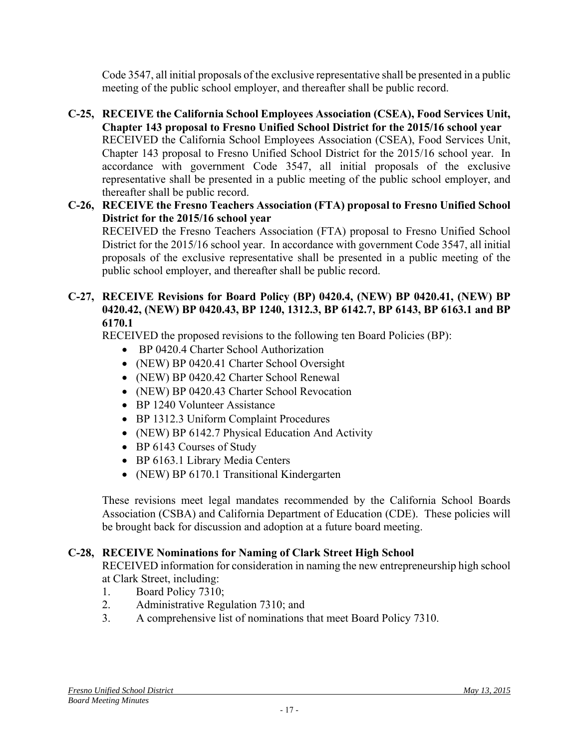Code 3547, all initial proposals of the exclusive representative shall be presented in a public meeting of the public school employer, and thereafter shall be public record.

**C-25, RECEIVE the California School Employees Association (CSEA), Food Services Unit, Chapter 143 proposal to Fresno Unified School District for the 2015/16 school year**

RECEIVED the California School Employees Association (CSEA), Food Services Unit, Chapter 143 proposal to Fresno Unified School District for the 2015/16 school year. In accordance with government Code 3547, all initial proposals of the exclusive representative shall be presented in a public meeting of the public school employer, and thereafter shall be public record.

**C-26, RECEIVE the Fresno Teachers Association (FTA) proposal to Fresno Unified School District for the 2015/16 school year**

RECEIVED the Fresno Teachers Association (FTA) proposal to Fresno Unified School District for the 2015/16 school year. In accordance with government Code 3547, all initial proposals of the exclusive representative shall be presented in a public meeting of the public school employer, and thereafter shall be public record.

**C-27, RECEIVE Revisions for Board Policy (BP) 0420.4, (NEW) BP 0420.41, (NEW) BP 0420.42, (NEW) BP 0420.43, BP 1240, 1312.3, BP 6142.7, BP 6143, BP 6163.1 and BP 6170.1**

RECEIVED the proposed revisions to the following ten Board Policies (BP):

- BP 0420.4 Charter School Authorization
- (NEW) BP 0420.41 Charter School Oversight
- (NEW) BP 0420.42 Charter School Renewal
- (NEW) BP 0420.43 Charter School Revocation
- BP 1240 Volunteer Assistance
- BP 1312.3 Uniform Complaint Procedures
- (NEW) BP 6142.7 Physical Education And Activity
- BP 6143 Courses of Study
- BP 6163.1 Library Media Centers
- (NEW) BP 6170.1 Transitional Kindergarten

These revisions meet legal mandates recommended by the California School Boards Association (CSBA) and California Department of Education (CDE). These policies will be brought back for discussion and adoption at a future board meeting.

**C-28, RECEIVE Nominations for Naming of Clark Street High School**

RECEIVED information for consideration in naming the new entrepreneurship high school at Clark Street, including:

1. Board Policy 7310;
2. Administrative Regulation 7310; and
3. A comprehensive list of nominations that meet Board Policy 7310.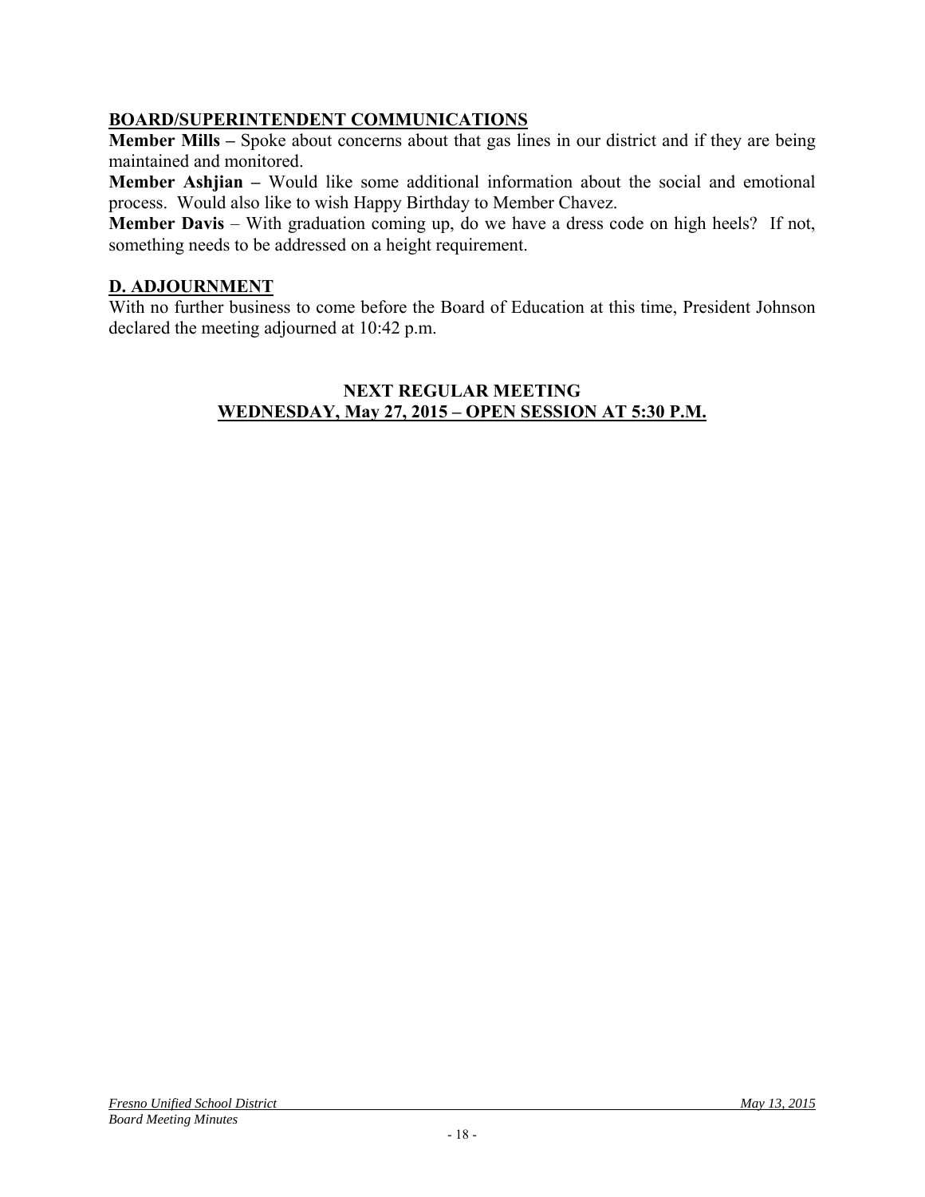## BOARD/SUPERINTENDENT COMMUNICATIONS

**Member Mills –** Spoke about concerns about that gas lines in our district and if they are being maintained and monitored.

**Member Ashjian –** Would like some additional information about the social and emotional process. Would also like to wish Happy Birthday to Member Chavez.

**Member Davis** – With graduation coming up, do we have a dress code on high heels? If not, something needs to be addressed on a height requirement.

## D. ADJOURNMENT

With no further business to come before the Board of Education at this time, President Johnson declared the meeting adjourned at 10:42 p.m.

**NEXT REGULAR MEETING**

**WEDNESDAY, May 27, 2015 – OPEN SESSION AT 5:30 P.M.**